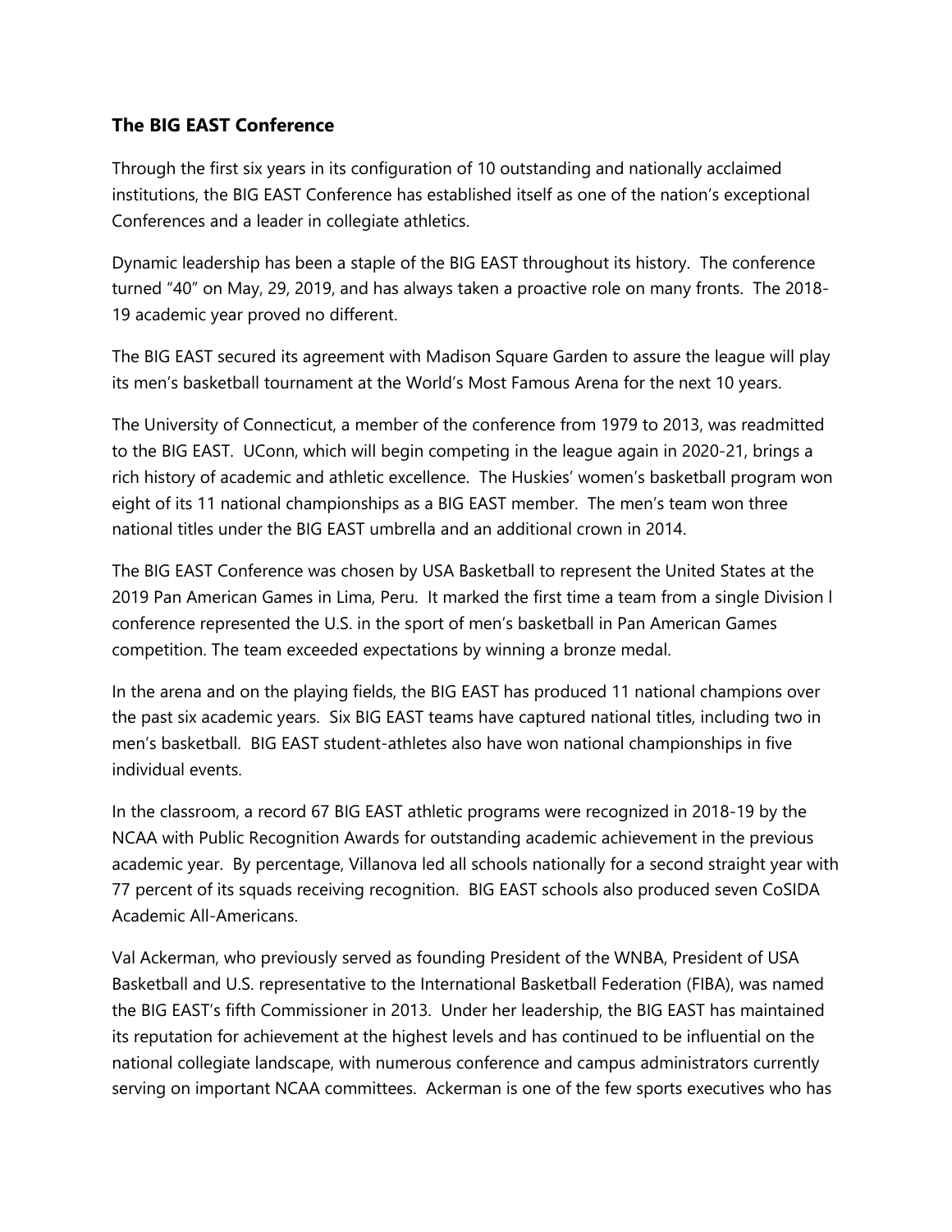### The BIG EAST Conference

Through the first six years in its configuration of 10 outstanding and nationally acclaimed institutions, the BIG EAST Conference has established itself as one of the nation's exceptional Conferences and a leader in collegiate athletics.

Dynamic leadership has been a staple of the BIG EAST throughout its history. The conference turned "40" on May, 29, 2019, and has always taken a proactive role on many fronts. The 2018-19 academic year proved no different.

The BIG EAST secured its agreement with Madison Square Garden to assure the league will play its men's basketball tournament at the World's Most Famous Arena for the next 10 years.

The University of Connecticut, a member of the conference from 1979 to 2013, was readmitted to the BIG EAST. UConn, which will begin competing in the league again in 2020-21, brings a rich history of academic and athletic excellence. The Huskies' women's basketball program won eight of its 11 national championships as a BIG EAST member. The men's team won three national titles under the BIG EAST umbrella and an additional crown in 2014.

The BIG EAST Conference was chosen by USA Basketball to represent the United States at the 2019 Pan American Games in Lima, Peru. It marked the first time a team from a single Division I conference represented the U.S. in the sport of men's basketball in Pan American Games competition. The team exceeded expectations by winning a bronze medal.

In the arena and on the playing fields, the BIG EAST has produced 11 national champions over the past six academic years. Six BIG EAST teams have captured national titles, including two in men's basketball. BIG EAST student-athletes also have won national championships in five individual events.

In the classroom, a record 67 BIG EAST athletic programs were recognized in 2018-19 by the NCAA with Public Recognition Awards for outstanding academic achievement in the previous academic year. By percentage, Villanova led all schools nationally for a second straight year with 77 percent of its squads receiving recognition. BIG EAST schools also produced seven CoSIDA Academic All-Americans.

Val Ackerman, who previously served as founding President of the WNBA, President of USA Basketball and U.S. representative to the International Basketball Federation (FIBA), was named the BIG EAST's fifth Commissioner in 2013. Under her leadership, the BIG EAST has maintained its reputation for achievement at the highest levels and has continued to be influential on the national collegiate landscape, with numerous conference and campus administrators currently serving on important NCAA committees. Ackerman is one of the few sports executives who has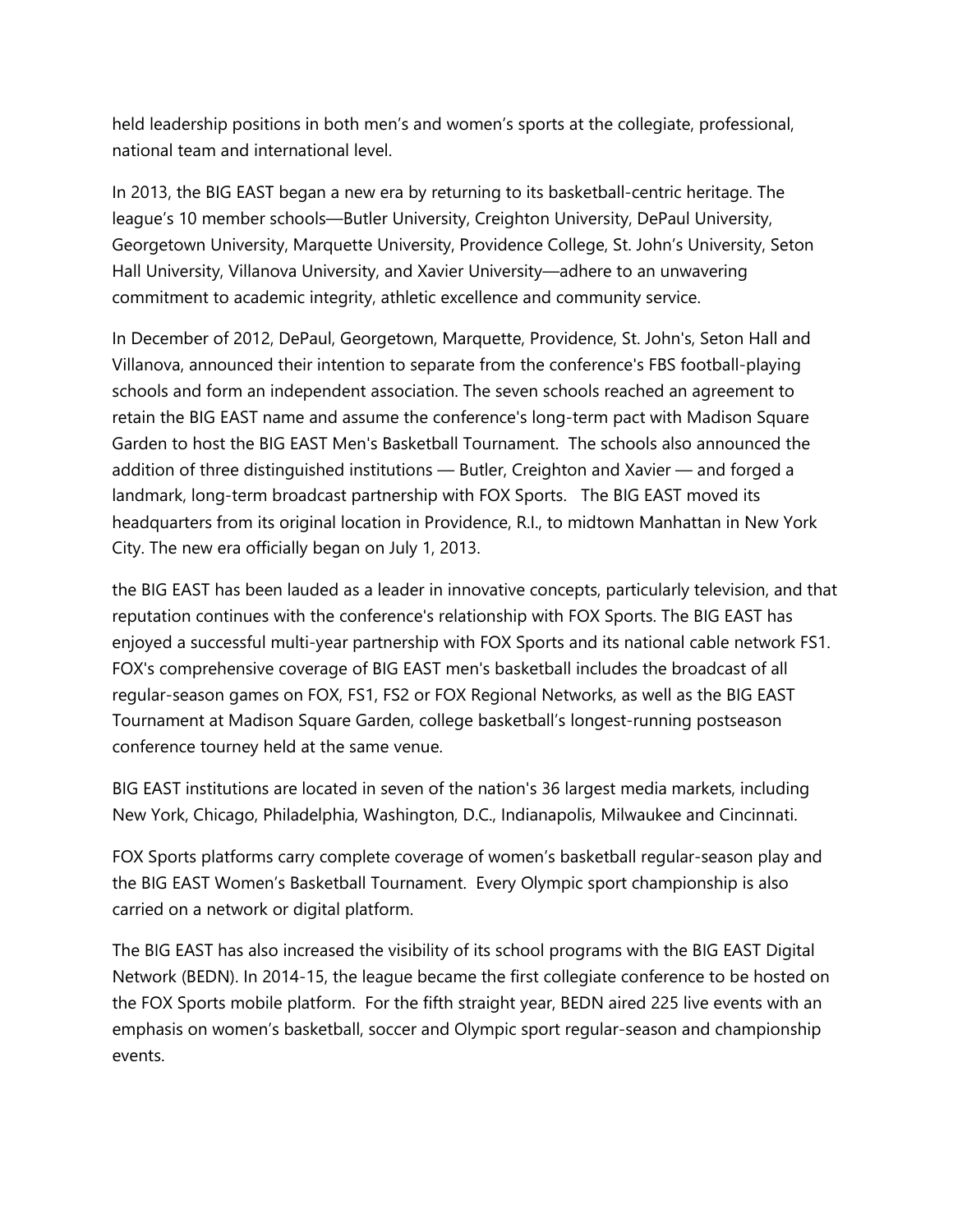held leadership positions in both men's and women's sports at the collegiate, professional, national team and international level.

In 2013, the BIG EAST began a new era by returning to its basketball-centric heritage. The league's 10 member schools—Butler University, Creighton University, DePaul University, Georgetown University, Marquette University, Providence College, St. John's University, Seton Hall University, Villanova University, and Xavier University—adhere to an unwavering commitment to academic integrity, athletic excellence and community service.

In December of 2012, DePaul, Georgetown, Marquette, Providence, St. John's, Seton Hall and Villanova, announced their intention to separate from the conference's FBS football-playing schools and form an independent association. The seven schools reached an agreement to retain the BIG EAST name and assume the conference's long-term pact with Madison Square Garden to host the BIG EAST Men's Basketball Tournament. The schools also announced the addition of three distinguished institutions — Butler, Creighton and Xavier — and forged a landmark, long-term broadcast partnership with FOX Sports. The BIG EAST moved its headquarters from its original location in Providence, R.I., to midtown Manhattan in New York City. The new era officially began on July 1, 2013.

the BIG EAST has been lauded as a leader in innovative concepts, particularly television, and that reputation continues with the conference's relationship with FOX Sports. The BIG EAST has enjoyed a successful multi-year partnership with FOX Sports and its national cable network FS1. FOX's comprehensive coverage of BIG EAST men's basketball includes the broadcast of all regular-season games on FOX, FS1, FS2 or FOX Regional Networks, as well as the BIG EAST Tournament at Madison Square Garden, college basketball's longest-running postseason conference tourney held at the same venue.

BIG EAST institutions are located in seven of the nation's 36 largest media markets, including New York, Chicago, Philadelphia, Washington, D.C., Indianapolis, Milwaukee and Cincinnati.

FOX Sports platforms carry complete coverage of women's basketball regular-season play and the BIG EAST Women's Basketball Tournament. Every Olympic sport championship is also carried on a network or digital platform.

The BIG EAST has also increased the visibility of its school programs with the BIG EAST Digital Network (BEDN). In 2014-15, the league became the first collegiate conference to be hosted on the FOX Sports mobile platform. For the fifth straight year, BEDN aired 225 live events with an emphasis on women's basketball, soccer and Olympic sport regular-season and championship events.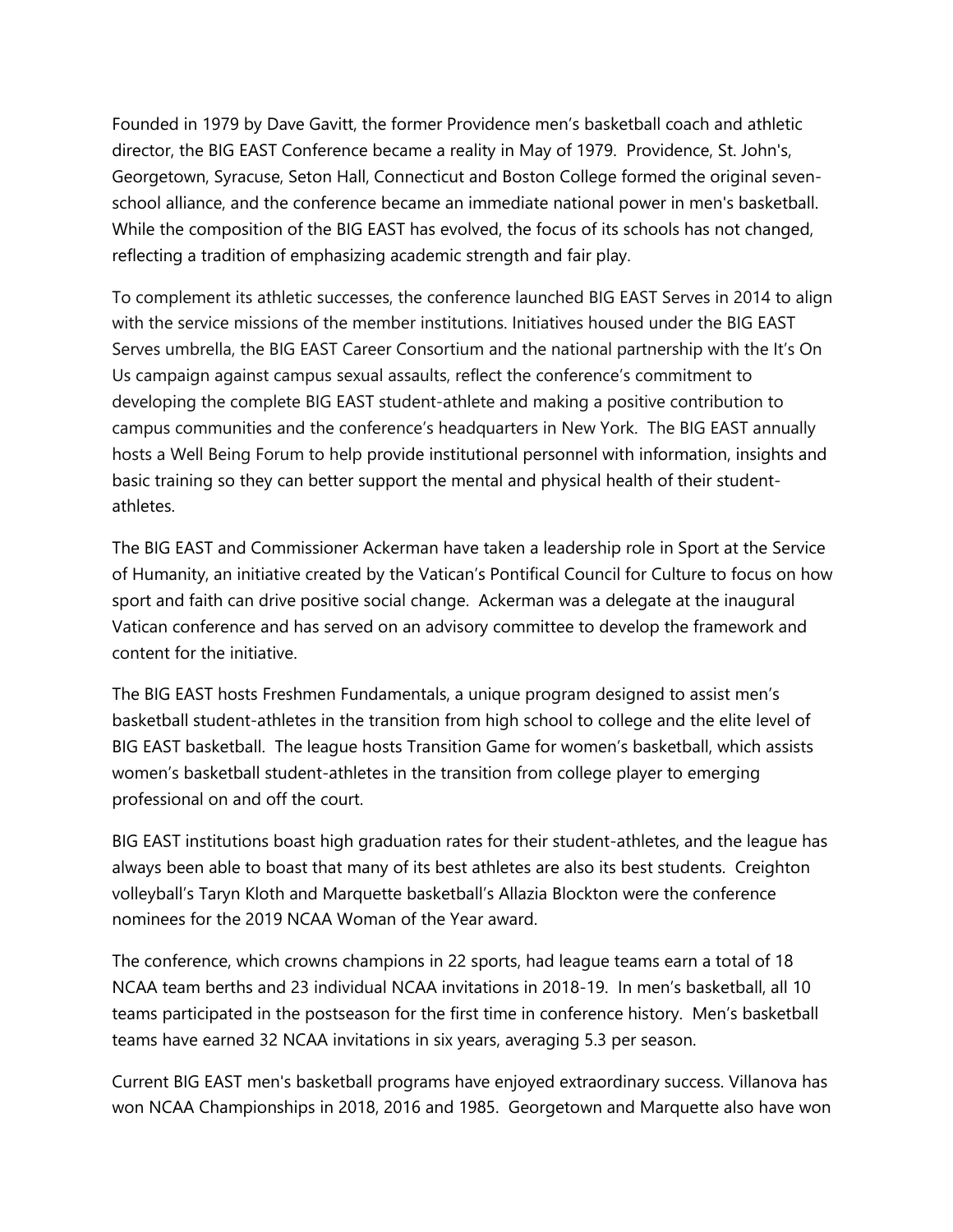Founded in 1979 by Dave Gavitt, the former Providence men's basketball coach and athletic director, the BIG EAST Conference became a reality in May of 1979. Providence, St. John's, Georgetown, Syracuse, Seton Hall, Connecticut and Boston College formed the original seven-school alliance, and the conference became an immediate national power in men's basketball. While the composition of the BIG EAST has evolved, the focus of its schools has not changed, reflecting a tradition of emphasizing academic strength and fair play.

To complement its athletic successes, the conference launched BIG EAST Serves in 2014 to align with the service missions of the member institutions. Initiatives housed under the BIG EAST Serves umbrella, the BIG EAST Career Consortium and the national partnership with the It's On Us campaign against campus sexual assaults, reflect the conference's commitment to developing the complete BIG EAST student-athlete and making a positive contribution to campus communities and the conference's headquarters in New York. The BIG EAST annually hosts a Well Being Forum to help provide institutional personnel with information, insights and basic training so they can better support the mental and physical health of their student-athletes.

The BIG EAST and Commissioner Ackerman have taken a leadership role in Sport at the Service of Humanity, an initiative created by the Vatican's Pontifical Council for Culture to focus on how sport and faith can drive positive social change. Ackerman was a delegate at the inaugural Vatican conference and has served on an advisory committee to develop the framework and content for the initiative.

The BIG EAST hosts Freshmen Fundamentals, a unique program designed to assist men's basketball student-athletes in the transition from high school to college and the elite level of BIG EAST basketball. The league hosts Transition Game for women's basketball, which assists women's basketball student-athletes in the transition from college player to emerging professional on and off the court.

BIG EAST institutions boast high graduation rates for their student-athletes, and the league has always been able to boast that many of its best athletes are also its best students. Creighton volleyball's Taryn Kloth and Marquette basketball's Allazia Blockton were the conference nominees for the 2019 NCAA Woman of the Year award.

The conference, which crowns champions in 22 sports, had league teams earn a total of 18 NCAA team berths and 23 individual NCAA invitations in 2018-19. In men's basketball, all 10 teams participated in the postseason for the first time in conference history. Men's basketball teams have earned 32 NCAA invitations in six years, averaging 5.3 per season.

Current BIG EAST men's basketball programs have enjoyed extraordinary success. Villanova has won NCAA Championships in 2018, 2016 and 1985. Georgetown and Marquette also have won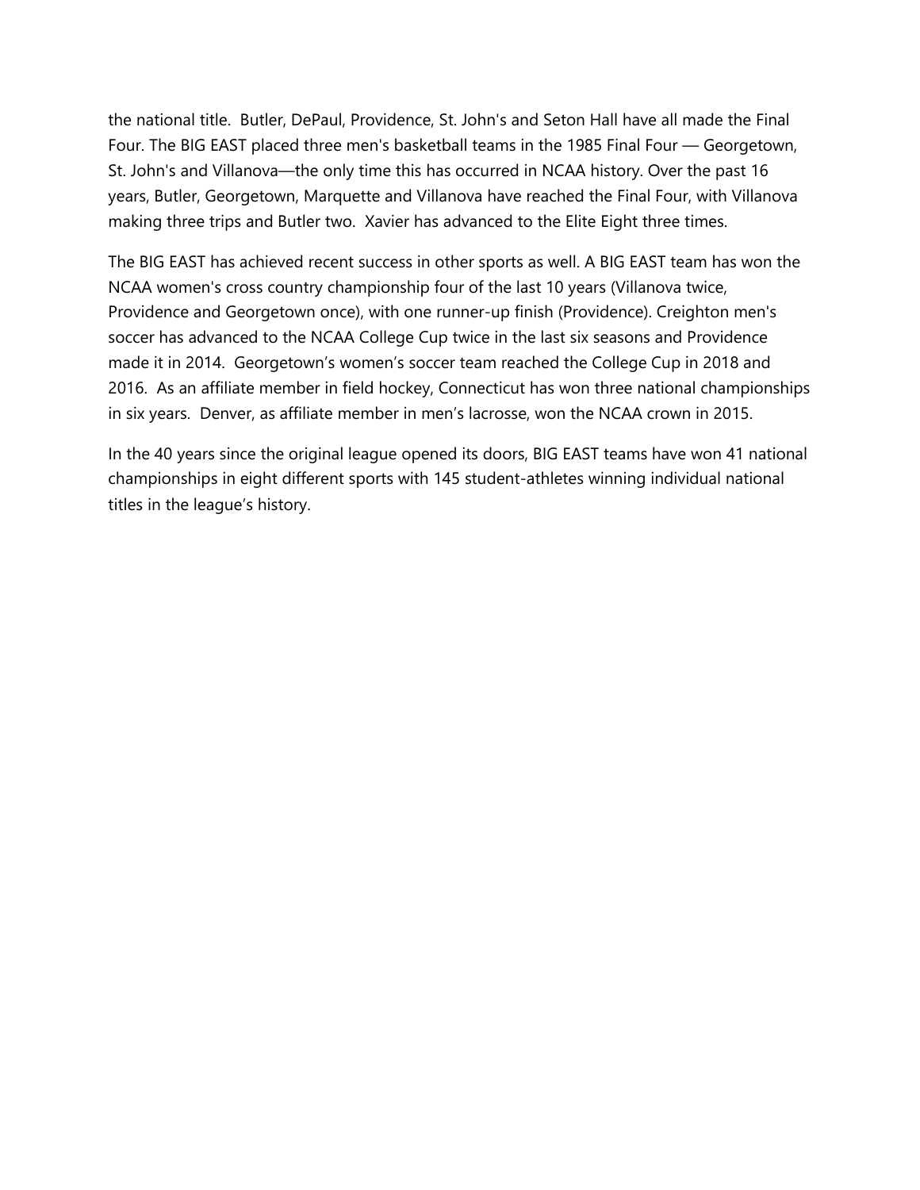the national title. Butler, DePaul, Providence, St. John's and Seton Hall have all made the Final Four. The BIG EAST placed three men's basketball teams in the 1985 Final Four — Georgetown, St. John's and Villanova—the only time this has occurred in NCAA history. Over the past 16 years, Butler, Georgetown, Marquette and Villanova have reached the Final Four, with Villanova making three trips and Butler two. Xavier has advanced to the Elite Eight three times.

The BIG EAST has achieved recent success in other sports as well. A BIG EAST team has won the NCAA women's cross country championship four of the last 10 years (Villanova twice, Providence and Georgetown once), with one runner-up finish (Providence). Creighton men's soccer has advanced to the NCAA College Cup twice in the last six seasons and Providence made it in 2014. Georgetown's women's soccer team reached the College Cup in 2018 and 2016. As an affiliate member in field hockey, Connecticut has won three national championships in six years. Denver, as affiliate member in men's lacrosse, won the NCAA crown in 2015.

In the 40 years since the original league opened its doors, BIG EAST teams have won 41 national championships in eight different sports with 145 student-athletes winning individual national titles in the league's history.